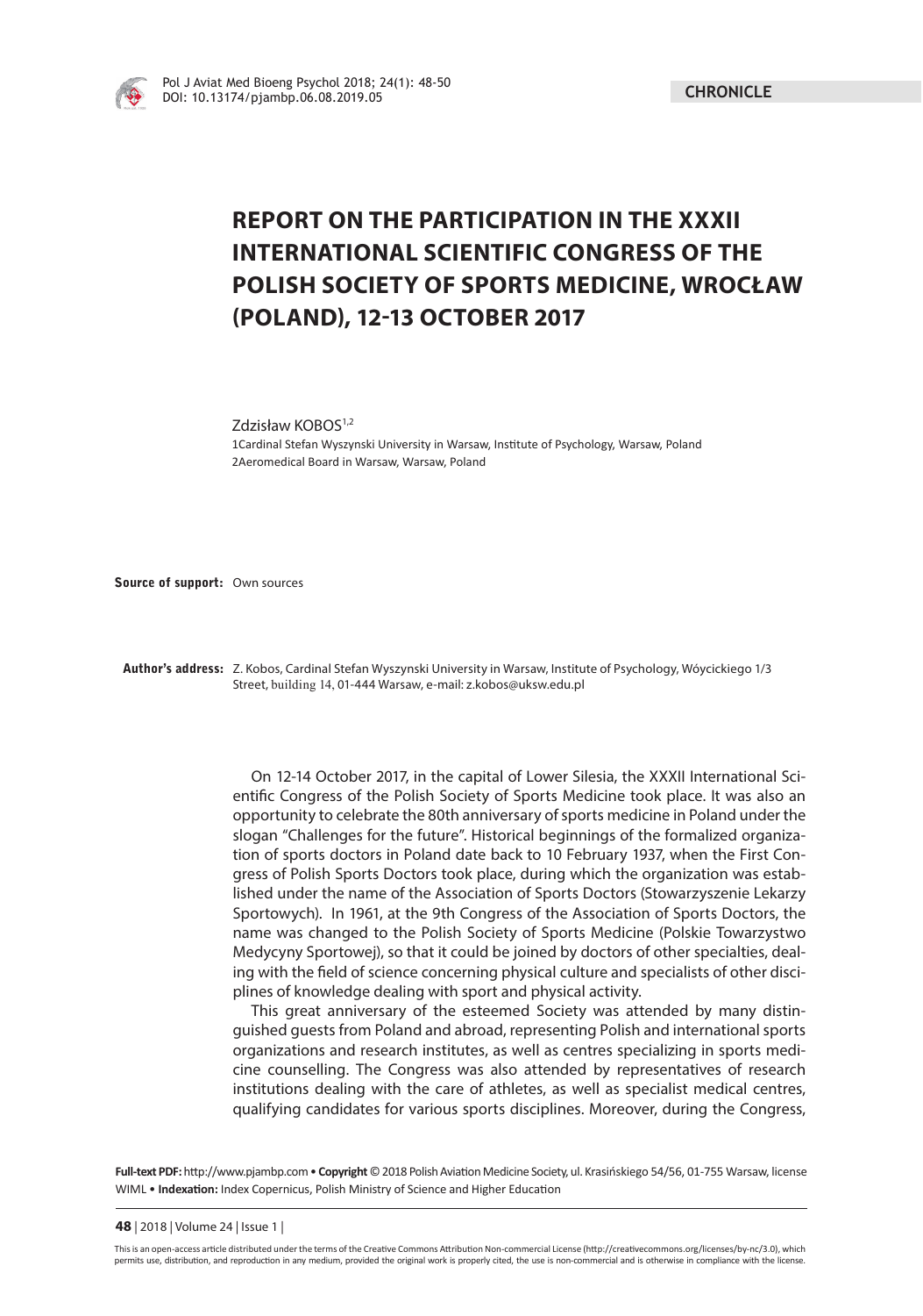# REPORT ON THE PARTICIPATION IN THE XXXII INTERNATIONAL SCIENTIFIC CONGRESS OF THE POLISH SOCIETY OF SPORTS MEDICINE, WROCŁAW (POLAND), 12-13 OCTOBER 2017

Zdzisław KOBOS[1,2]

1Cardinal Stefan Wyszynski University in Warsaw, Institute of Psychology, Warsaw, Poland
2Aeromedical Board in Warsaw, Warsaw, Poland

**Source of support:** Own sources

**Author's address:** Z. Kobos, Cardinal Stefan Wyszynski University in Warsaw, Institute of Psychology, Wóycickiego 1/3 Street, building 14, 01-444 Warsaw, e-mail: z.kobos@uksw.edu.pl

On 12-14 October 2017, in the capital of Lower Silesia, the XXXII International Scientific Congress of the Polish Society of Sports Medicine took place. It was also an opportunity to celebrate the 80th anniversary of sports medicine in Poland under the slogan "Challenges for the future". Historical beginnings of the formalized organization of sports doctors in Poland date back to 10 February 1937, when the First Congress of Polish Sports Doctors took place, during which the organization was established under the name of the Association of Sports Doctors (Stowarzyszenie Lekarzy Sportowych). In 1961, at the 9th Congress of the Association of Sports Doctors, the name was changed to the Polish Society of Sports Medicine (Polskie Towarzystwo Medycyny Sportowej), so that it could be joined by doctors of other specialties, dealing with the field of science concerning physical culture and specialists of other disciplines of knowledge dealing with sport and physical activity.

This great anniversary of the esteemed Society was attended by many distinguished guests from Poland and abroad, representing Polish and international sports organizations and research institutes, as well as centres specializing in sports medicine counselling. The Congress was also attended by representatives of research institutions dealing with the care of athletes, as well as specialist medical centres, qualifying candidates for various sports disciplines. Moreover, during the Congress,

**Full-text PDF:** http://www.pjambp.com • **Copyright** © 2018 Polish Aviation Medicine Society, ul. Krasińskiego 54/56, 01-755 Warsaw, license WIML • **Indexation:** Index Copernicus, Polish Ministry of Science and Higher Education

This is an open-access article distributed under the terms of the Creative Commons Attribution Non-commercial License (http://creativecommons.org/licenses/by-nc/3.0), which permits use, distribution, and reproduction in any medium, provided the original work is properly cited, the use is non-commercial and is otherwise in compliance with the license.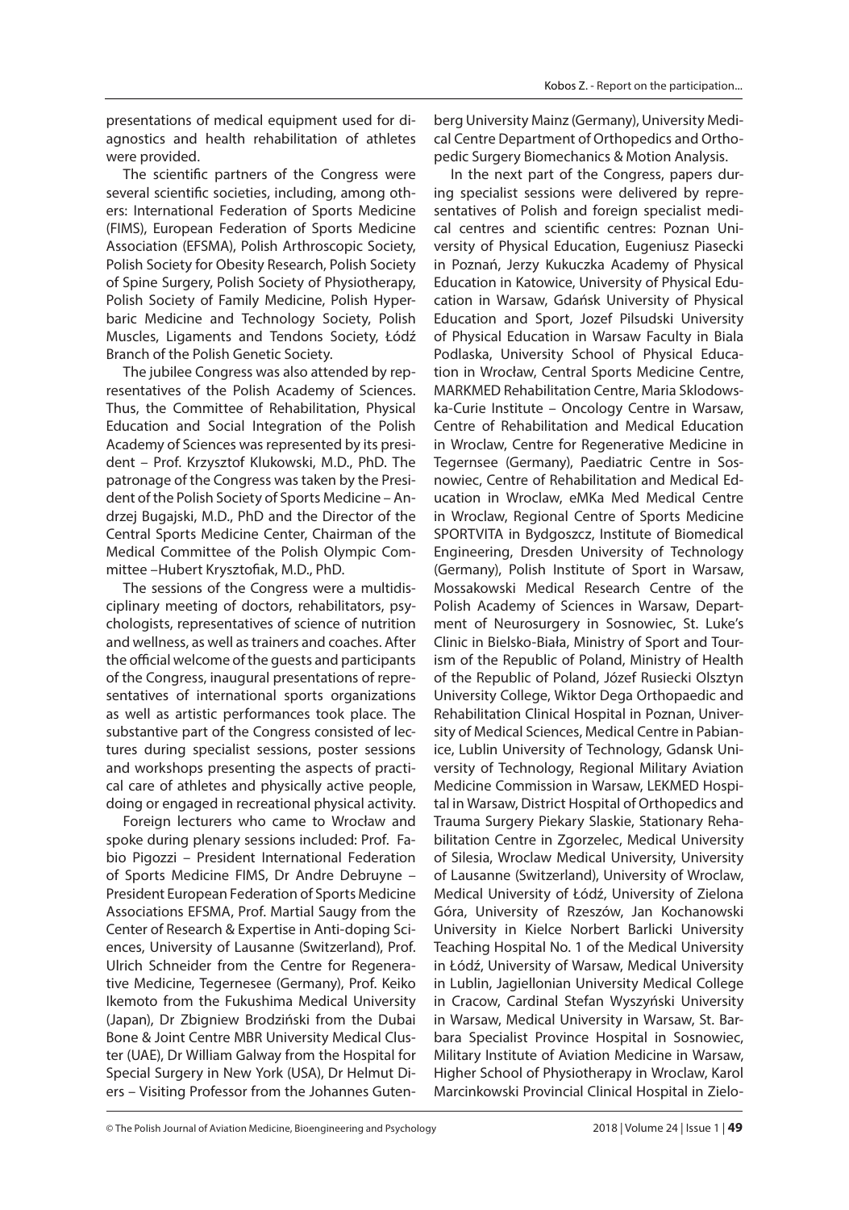presentations of medical equipment used for diagnostics and health rehabilitation of athletes were provided.

The scientific partners of the Congress were several scientific societies, including, among others: International Federation of Sports Medicine (FIMS), European Federation of Sports Medicine Association (EFSMA), Polish Arthroscopic Society, Polish Society for Obesity Research, Polish Society of Spine Surgery, Polish Society of Physiotherapy, Polish Society of Family Medicine, Polish Hyperbaric Medicine and Technology Society, Polish Muscles, Ligaments and Tendons Society, Łódź Branch of the Polish Genetic Society.

The jubilee Congress was also attended by representatives of the Polish Academy of Sciences. Thus, the Committee of Rehabilitation, Physical Education and Social Integration of the Polish Academy of Sciences was represented by its president – Prof. Krzysztof Klukowski, M.D., PhD. The patronage of the Congress was taken by the President of the Polish Society of Sports Medicine – Andrzej Bugajski, M.D., PhD and the Director of the Central Sports Medicine Center, Chairman of the Medical Committee of the Polish Olympic Committee –Hubert Krysztofiak, M.D., PhD.

The sessions of the Congress were a multidisciplinary meeting of doctors, rehabilitators, psychologists, representatives of science of nutrition and wellness, as well as trainers and coaches. After the official welcome of the guests and participants of the Congress, inaugural presentations of representatives of international sports organizations as well as artistic performances took place. The substantive part of the Congress consisted of lectures during specialist sessions, poster sessions and workshops presenting the aspects of practical care of athletes and physically active people, doing or engaged in recreational physical activity.

Foreign lecturers who came to Wrocław and spoke during plenary sessions included: Prof. Fabio Pigozzi – President International Federation of Sports Medicine FIMS, Dr Andre Debruyne – President European Federation of Sports Medicine Associations EFSMA, Prof. Martial Saugy from the Center of Research & Expertise in Anti-doping Sciences, University of Lausanne (Switzerland), Prof. Ulrich Schneider from the Centre for Regenerative Medicine, Tegernesee (Germany), Prof. Keiko Ikemoto from the Fukushima Medical University (Japan), Dr Zbigniew Brodziński from the Dubai Bone & Joint Centre MBR University Medical Cluster (UAE), Dr William Galway from the Hospital for Special Surgery in New York (USA), Dr Helmut Diers – Visiting Professor from the Johannes Gutenberg University Mainz (Germany), University Medical Centre Department of Orthopedics and Orthopedic Surgery Biomechanics & Motion Analysis.

In the next part of the Congress, papers during specialist sessions were delivered by representatives of Polish and foreign specialist medical centres and scientific centres: Poznan University of Physical Education, Eugeniusz Piasecki in Poznań, Jerzy Kukuczka Academy of Physical Education in Katowice, University of Physical Education in Warsaw, Gdańsk University of Physical Education and Sport, Jozef Pilsudski University of Physical Education in Warsaw Faculty in Biala Podlaska, University School of Physical Education in Wrocław, Central Sports Medicine Centre, MARKMED Rehabilitation Centre, Maria Sklodowska-Curie Institute – Oncology Centre in Warsaw, Centre of Rehabilitation and Medical Education in Wroclaw, Centre for Regenerative Medicine in Tegernsee (Germany), Paediatric Centre in Sosnowiec, Centre of Rehabilitation and Medical Education in Wroclaw, eMKa Med Medical Centre in Wroclaw, Regional Centre of Sports Medicine SPORTVITA in Bydgoszcz, Institute of Biomedical Engineering, Dresden University of Technology (Germany), Polish Institute of Sport in Warsaw, Mossakowski Medical Research Centre of the Polish Academy of Sciences in Warsaw, Department of Neurosurgery in Sosnowiec, St. Luke's Clinic in Bielsko-Biała, Ministry of Sport and Tourism of the Republic of Poland, Ministry of Health of the Republic of Poland, Józef Rusiecki Olsztyn University College, Wiktor Dega Orthopaedic and Rehabilitation Clinical Hospital in Poznan, University of Medical Sciences, Medical Centre in Pabianice, Lublin University of Technology, Gdansk University of Technology, Regional Military Aviation Medicine Commission in Warsaw, LEKMED Hospital in Warsaw, District Hospital of Orthopedics and Trauma Surgery Piekary Slaskie, Stationary Rehabilitation Centre in Zgorzelec, Medical University of Silesia, Wroclaw Medical University, University of Lausanne (Switzerland), University of Wroclaw, Medical University of Łódź, University of Zielona Góra, University of Rzeszów, Jan Kochanowski University in Kielce Norbert Barlicki University Teaching Hospital No. 1 of the Medical University in Łódź, University of Warsaw, Medical University in Lublin, Jagiellonian University Medical College in Cracow, Cardinal Stefan Wyszyński University in Warsaw, Medical University in Warsaw, St. Barbara Specialist Province Hospital in Sosnowiec, Military Institute of Aviation Medicine in Warsaw, Higher School of Physiotherapy in Wroclaw, Karol Marcinkowski Provincial Clinical Hospital in Zielo-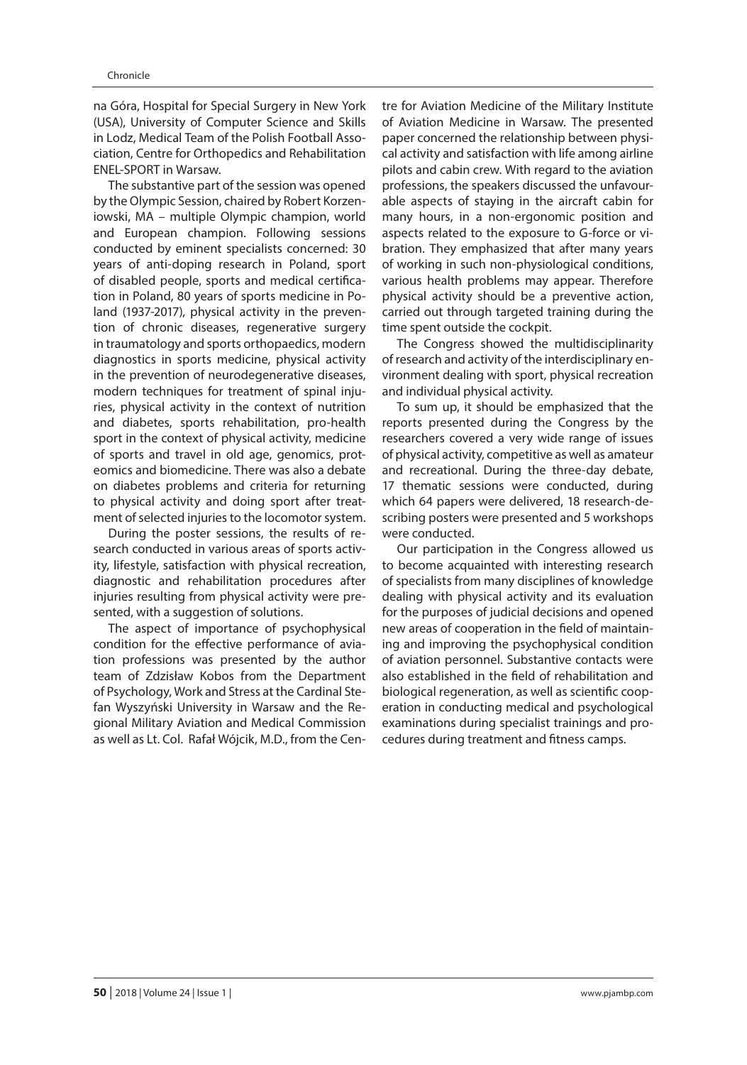na Góra, Hospital for Special Surgery in New York (USA), University of Computer Science and Skills in Lodz, Medical Team of the Polish Football Association, Centre for Orthopedics and Rehabilitation ENEL-SPORT in Warsaw.

The substantive part of the session was opened by the Olympic Session, chaired by Robert Korzeniowski, MA – multiple Olympic champion, world and European champion. Following sessions conducted by eminent specialists concerned: 30 years of anti-doping research in Poland, sport of disabled people, sports and medical certification in Poland, 80 years of sports medicine in Poland (1937-2017), physical activity in the prevention of chronic diseases, regenerative surgery in traumatology and sports orthopaedics, modern diagnostics in sports medicine, physical activity in the prevention of neurodegenerative diseases, modern techniques for treatment of spinal injuries, physical activity in the context of nutrition and diabetes, sports rehabilitation, pro-health sport in the context of physical activity, medicine of sports and travel in old age, genomics, proteomics and biomedicine. There was also a debate on diabetes problems and criteria for returning to physical activity and doing sport after treatment of selected injuries to the locomotor system.

During the poster sessions, the results of research conducted in various areas of sports activity, lifestyle, satisfaction with physical recreation, diagnostic and rehabilitation procedures after injuries resulting from physical activity were presented, with a suggestion of solutions.

The aspect of importance of psychophysical condition for the effective performance of aviation professions was presented by the author team of Zdzisław Kobos from the Department of Psychology, Work and Stress at the Cardinal Stefan Wyszyński University in Warsaw and the Regional Military Aviation and Medical Commission as well as Lt. Col. Rafał Wójcik, M.D., from the Centre for Aviation Medicine of the Military Institute of Aviation Medicine in Warsaw. The presented paper concerned the relationship between physical activity and satisfaction with life among airline pilots and cabin crew. With regard to the aviation professions, the speakers discussed the unfavourable aspects of staying in the aircraft cabin for many hours, in a non-ergonomic position and aspects related to the exposure to G-force or vibration. They emphasized that after many years of working in such non-physiological conditions, various health problems may appear. Therefore physical activity should be a preventive action, carried out through targeted training during the time spent outside the cockpit.

The Congress showed the multidisciplinarity of research and activity of the interdisciplinary environment dealing with sport, physical recreation and individual physical activity.

To sum up, it should be emphasized that the reports presented during the Congress by the researchers covered a very wide range of issues of physical activity, competitive as well as amateur and recreational. During the three-day debate, 17 thematic sessions were conducted, during which 64 papers were delivered, 18 research-describing posters were presented and 5 workshops were conducted.

Our participation in the Congress allowed us to become acquainted with interesting research of specialists from many disciplines of knowledge dealing with physical activity and its evaluation for the purposes of judicial decisions and opened new areas of cooperation in the field of maintaining and improving the psychophysical condition of aviation personnel. Substantive contacts were also established in the field of rehabilitation and biological regeneration, as well as scientific cooperation in conducting medical and psychological examinations during specialist trainings and procedures during treatment and fitness camps.